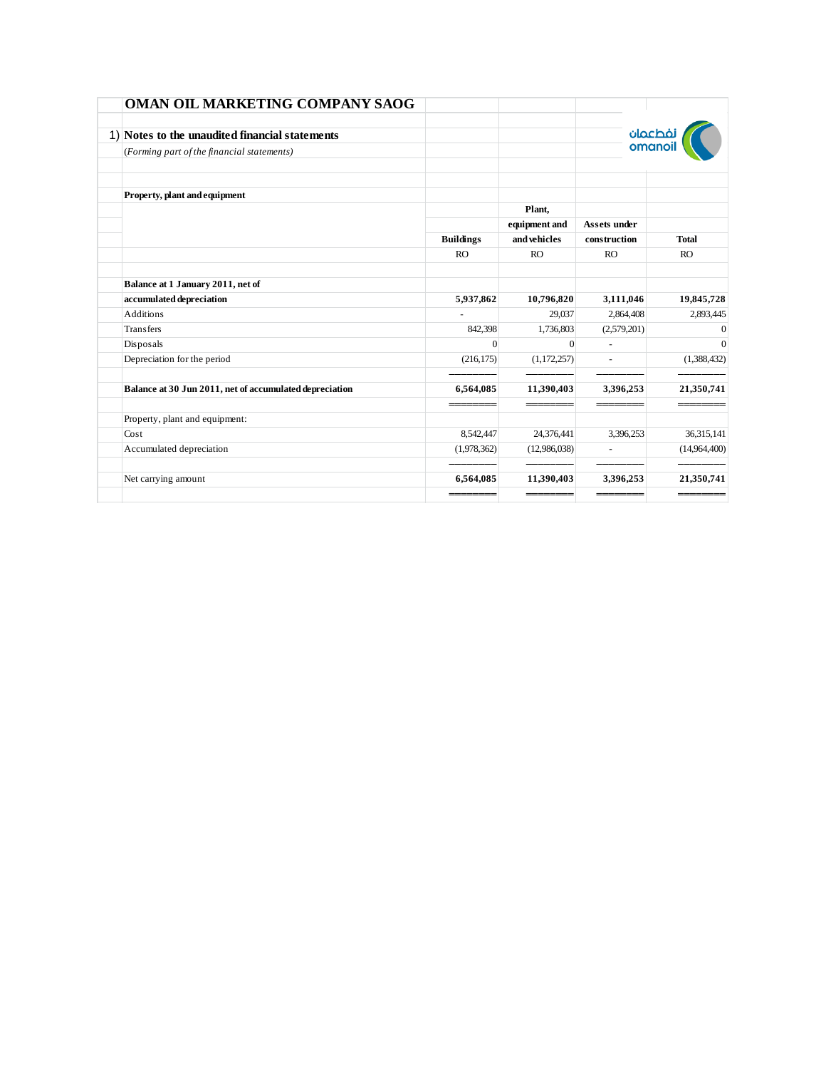# OMAN OIL MARKETING COMPANY SAOG

1) **Notes to the unaudited financial statements**

*(Forming part of the financial statements)*

**Property, plant and equipment**

| | Buildings | Plant, equipment and and vehicles | Assets under construction | Total |
|---|---|---|---|---|
| | RO | RO | RO | RO |
| **Balance at 1 January 2011, net of accumulated depreciation** | **5,937,862** | **10,796,820** | **3,111,046** | **19,845,728** |
| Additions | - | 29,037 | 2,864,408 | 2,893,445 |
| Transfers | 842,398 | 1,736,803 | (2,579,201) | 0 |
| Disposals | 0 | 0 | - | 0 |
| Depreciation for the period | (216,175) | (1,172,257) | - | (1,388,432) |
| **Balance at 30 Jun 2011, net of accumulated depreciation** | **6,564,085** | **11,390,403** | **3,396,253** | **21,350,741** |
| Property, plant and equipment: | | | | |
| Cost | 8,542,447 | 24,376,441 | 3,396,253 | 36,315,141 |
| Accumulated depreciation | (1,978,362) | (12,986,038) | - | (14,964,400) |
| Net carrying amount | **6,564,085** | **11,390,403** | **3,396,253** | **21,350,741** |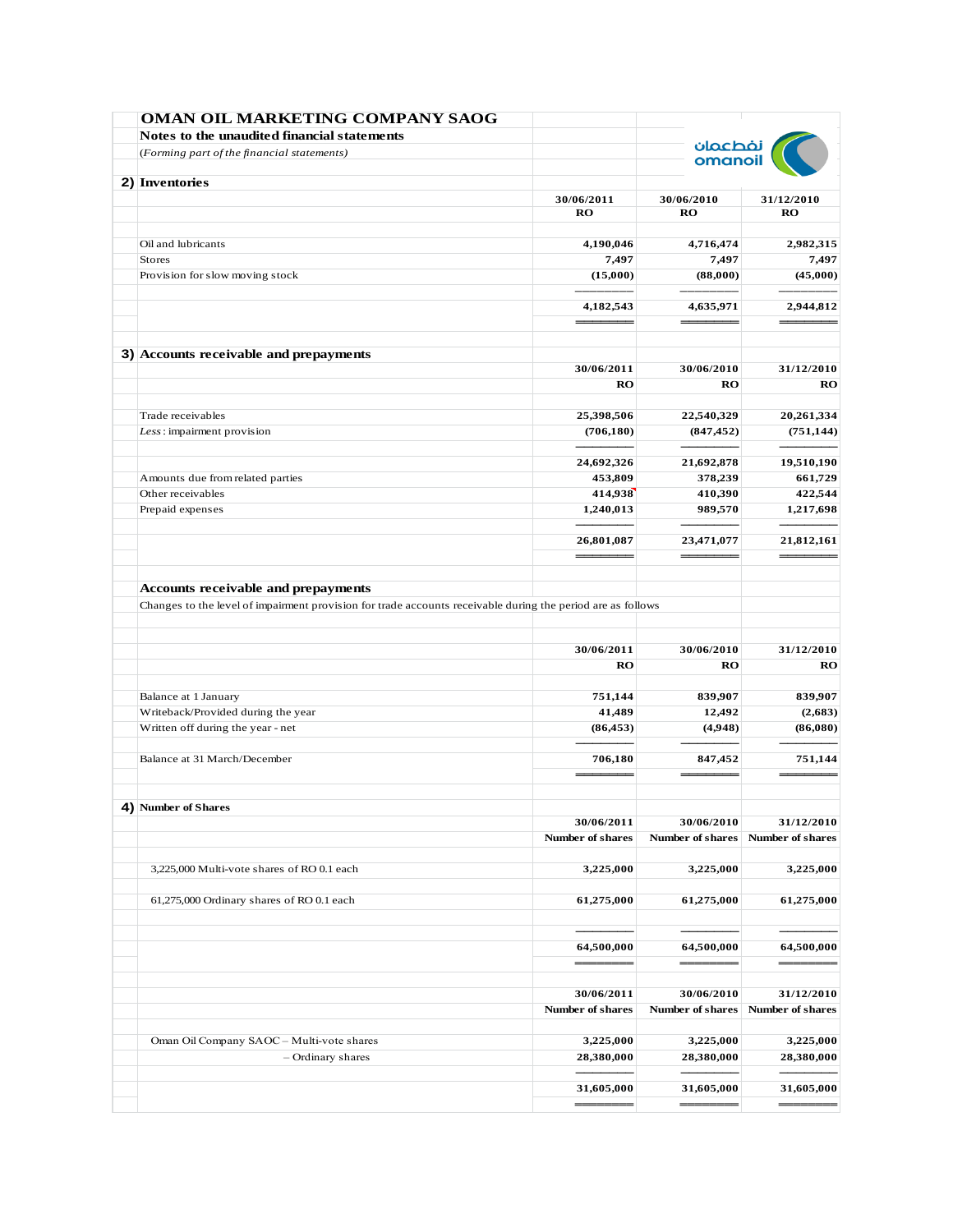# OMAN OIL MARKETING COMPANY SAOG

**Notes to the unaudited financial statements**

*(Forming part of the financial statements)*

نفطعمان
omanoil

## 2) Inventories

| | 30/06/2011 RO | 30/06/2010 RO | 31/12/2010 RO |
|---|---|---|---|
| Oil and lubricants | 4,190,046 | 4,716,474 | 2,982,315 |
| Stores | 7,497 | 7,497 | 7,497 |
| Provision for slow moving stock | (15,000) | (88,000) | (45,000) |
| | **4,182,543** | **4,635,971** | **2,944,812** |

## 3) Accounts receivable and prepayments

| | 30/06/2011 RO | 30/06/2010 RO | 31/12/2010 RO |
|---|---|---|---|
| Trade receivables | 25,398,506 | 22,540,329 | 20,261,334 |
| *Less*: impairment provision | (706,180) | (847,452) | (751,144) |
| | 24,692,326 | 21,692,878 | 19,510,190 |
| Amounts due from related parties | 453,809 | 378,239 | 661,729 |
| Other receivables | 414,938 | 410,390 | 422,544 |
| Prepaid expenses | 1,240,013 | 989,570 | 1,217,698 |
| | **26,801,087** | **23,471,077** | **21,812,161** |

### Accounts receivable and prepayments

Changes to the level of impairment provision for trade accounts receivable during the period are as follows

| | 30/06/2011 RO | 30/06/2010 RO | 31/12/2010 RO |
|---|---|---|---|
| Balance at 1 January | 751,144 | 839,907 | 839,907 |
| Writeback/Provided during the year | 41,489 | 12,492 | (2,683) |
| Written off during the year - net | (86,453) | (4,948) | (86,080) |
| Balance at 31 March/December | **706,180** | **847,452** | **751,144** |

## 4) Number of Shares

| | 30/06/2011 Number of shares | 30/06/2010 Number of shares | 31/12/2010 Number of shares |
|---|---|---|---|
| 3,225,000 Multi-vote shares of RO 0.1 each | 3,225,000 | 3,225,000 | 3,225,000 |
| 61,275,000 Ordinary shares of RO 0.1 each | 61,275,000 | 61,275,000 | 61,275,000 |
| | **64,500,000** | **64,500,000** | **64,500,000** |

| | 30/06/2011 Number of shares | 30/06/2010 Number of shares | 31/12/2010 Number of shares |
|---|---|---|---|
| Oman Oil Company SAOC – Multi-vote shares | 3,225,000 | 3,225,000 | 3,225,000 |
| – Ordinary shares | 28,380,000 | 28,380,000 | 28,380,000 |
| | **31,605,000** | **31,605,000** | **31,605,000** |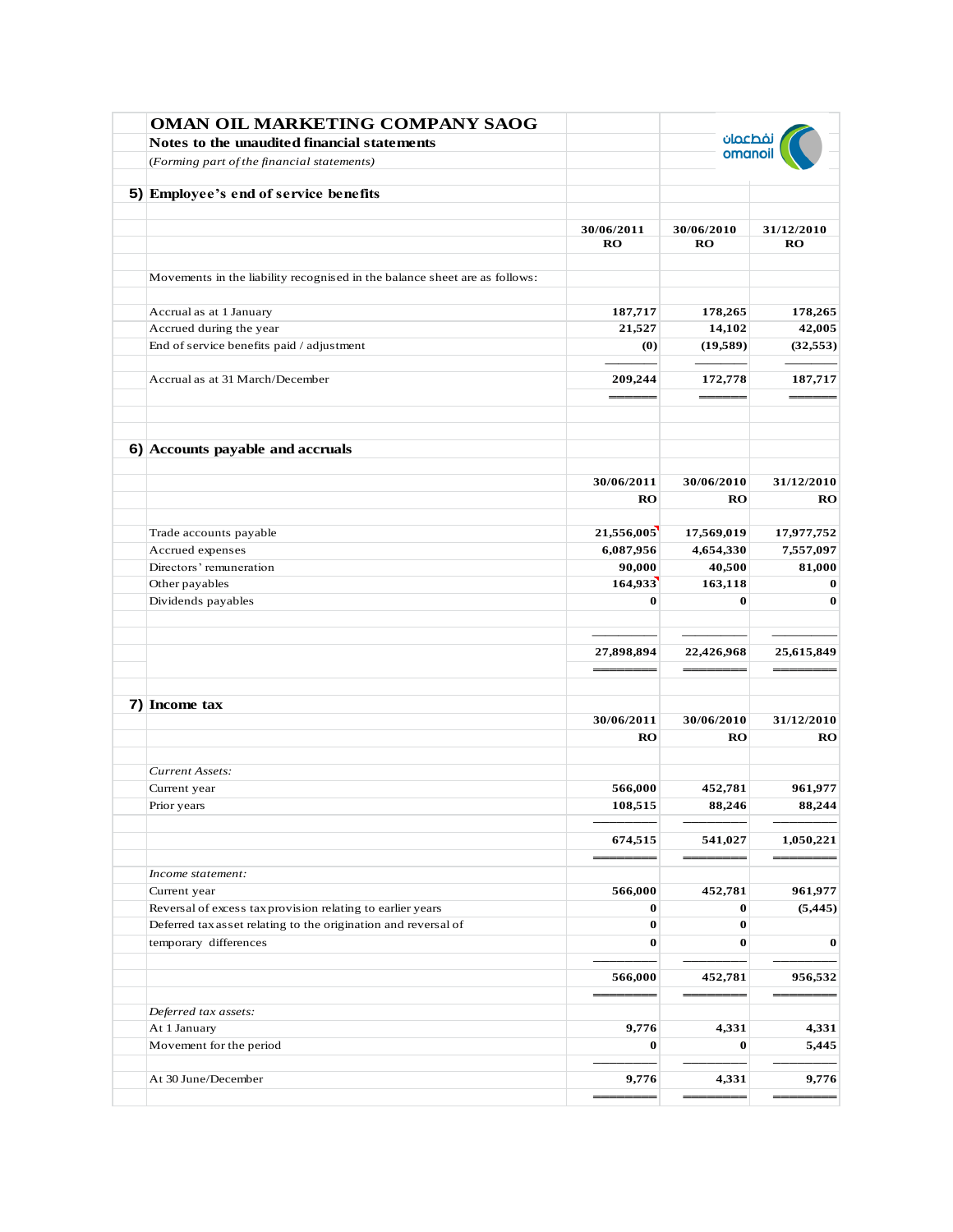# OMAN OIL MARKETING COMPANY SAOG

**Notes to the unaudited financial statements**

*(Forming part of the financial statements)*

## 5) Employee's end of service benefits

| | 30/06/2011 | 30/06/2010 | 31/12/2010 |
|---|---|---|---|
| | RO | RO | RO |
| Movements in the liability recognised in the balance sheet are as follows: | | | |
| Accrual as at 1 January | 187,717 | 178,265 | 178,265 |
| Accrued during the year | 21,527 | 14,102 | 42,005 |
| End of service benefits paid / adjustment | (0) | (19,589) | (32,553) |
| Accrual as at 31 March/December | 209,244 | 172,778 | 187,717 |

## 6) Accounts payable and accruals

| | 30/06/2011 | 30/06/2010 | 31/12/2010 |
|---|---|---|---|
| | RO | RO | RO |
| Trade accounts payable | 21,556,005 | 17,569,019 | 17,977,752 |
| Accrued expenses | 6,087,956 | 4,654,330 | 7,557,097 |
| Directors' remuneration | 90,000 | 40,500 | 81,000 |
| Other payables | 164,933 | 163,118 | 0 |
| Dividends payables | 0 | 0 | 0 |
| | 27,898,894 | 22,426,968 | 25,615,849 |

## 7) Income tax

| | 30/06/2011 | 30/06/2010 | 31/12/2010 |
|---|---|---|---|
| | RO | RO | RO |
| *Current Assets:* | | | |
| Current year | 566,000 | 452,781 | 961,977 |
| Prior years | 108,515 | 88,246 | 88,244 |
| | 674,515 | 541,027 | 1,050,221 |
| *Income statement:* | | | |
| Current year | 566,000 | 452,781 | 961,977 |
| Reversal of excess tax provision relating to earlier years | 0 | 0 | (5,445) |
| Deferred tax asset relating to the origination and reversal of temporary differences | 0 | 0 | 0 |
| | 566,000 | 452,781 | 956,532 |
| *Deferred tax assets:* | | | |
| At 1 January | 9,776 | 4,331 | 4,331 |
| Movement for the period | 0 | 0 | 5,445 |
| At 30 June/December | 9,776 | 4,331 | 9,776 |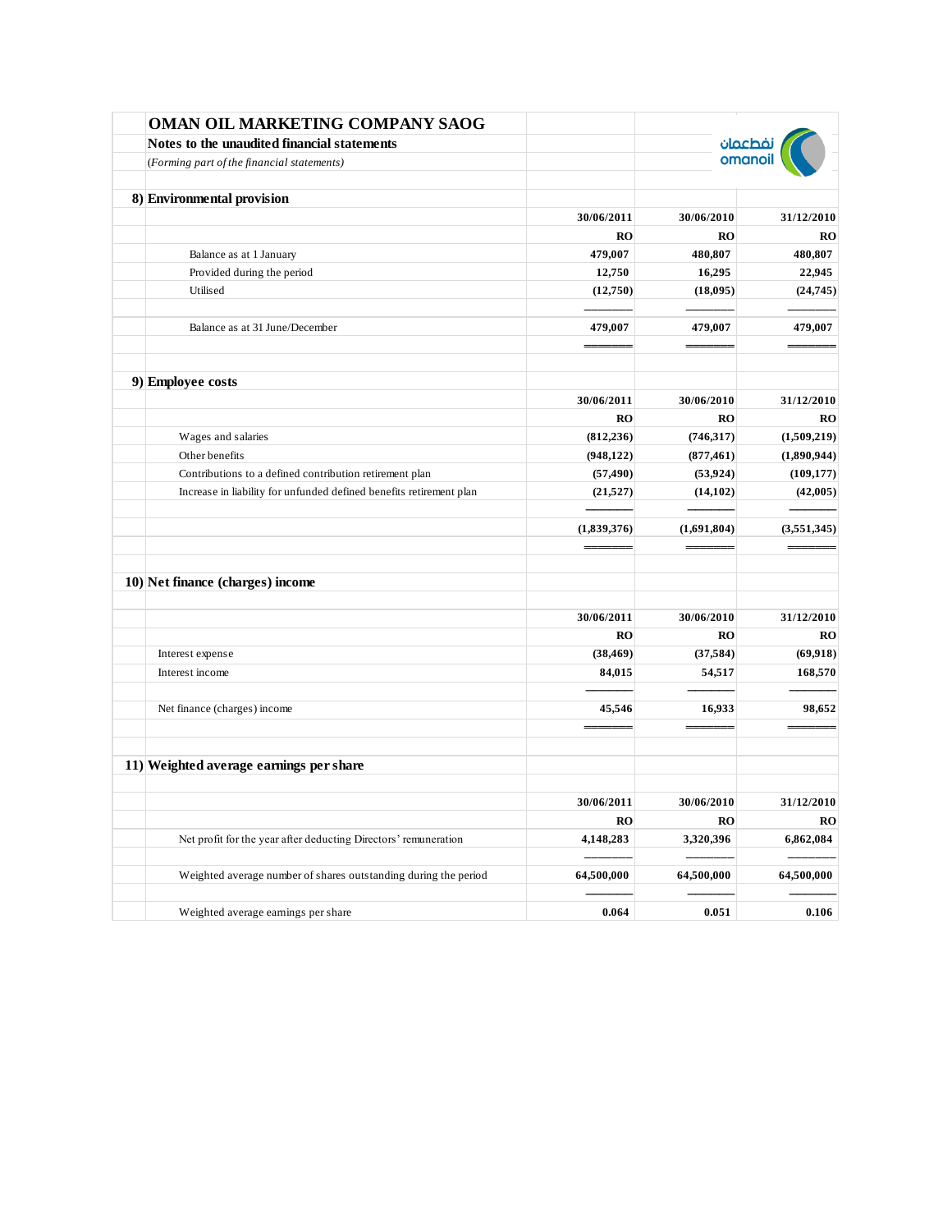# OMAN OIL MARKETING COMPANY SAOG

**Notes to the unaudited financial statements**

*(Forming part of the financial statements)*

نفطعمان omanoil

## 8) Environmental provision

| | 30/06/2011 | 30/06/2010 | 31/12/2010 |
|---|---|---|---|
| | RO | RO | RO |
| Balance as at 1 January | 479,007 | 480,807 | 480,807 |
| Provided during the period | 12,750 | 16,295 | 22,945 |
| Utilised | (12,750) | (18,095) | (24,745) |
| Balance as at 31 June/December | 479,007 | 479,007 | 479,007 |

## 9) Employee costs

| | 30/06/2011 | 30/06/2010 | 31/12/2010 |
|---|---|---|---|
| | RO | RO | RO |
| Wages and salaries | (812,236) | (746,317) | (1,509,219) |
| Other benefits | (948,122) | (877,461) | (1,890,944) |
| Contributions to a defined contribution retirement plan | (57,490) | (53,924) | (109,177) |
| Increase in liability for unfunded defined benefits retirement plan | (21,527) | (14,102) | (42,005) |
| | (1,839,376) | (1,691,804) | (3,551,345) |

## 10) Net finance (charges) income

| | 30/06/2011 | 30/06/2010 | 31/12/2010 |
|---|---|---|---|
| | RO | RO | RO |
| Interest expense | (38,469) | (37,584) | (69,918) |
| Interest income | 84,015 | 54,517 | 168,570 |
| Net finance (charges) income | 45,546 | 16,933 | 98,652 |

## 11) Weighted average earnings per share

| | 30/06/2011 | 30/06/2010 | 31/12/2010 |
|---|---|---|---|
| | RO | RO | RO |
| Net profit for the year after deducting Directors' remuneration | 4,148,283 | 3,320,396 | 6,862,084 |
| Weighted average number of shares outstanding during the period | 64,500,000 | 64,500,000 | 64,500,000 |
| Weighted average earnings per share | 0.064 | 0.051 | 0.106 |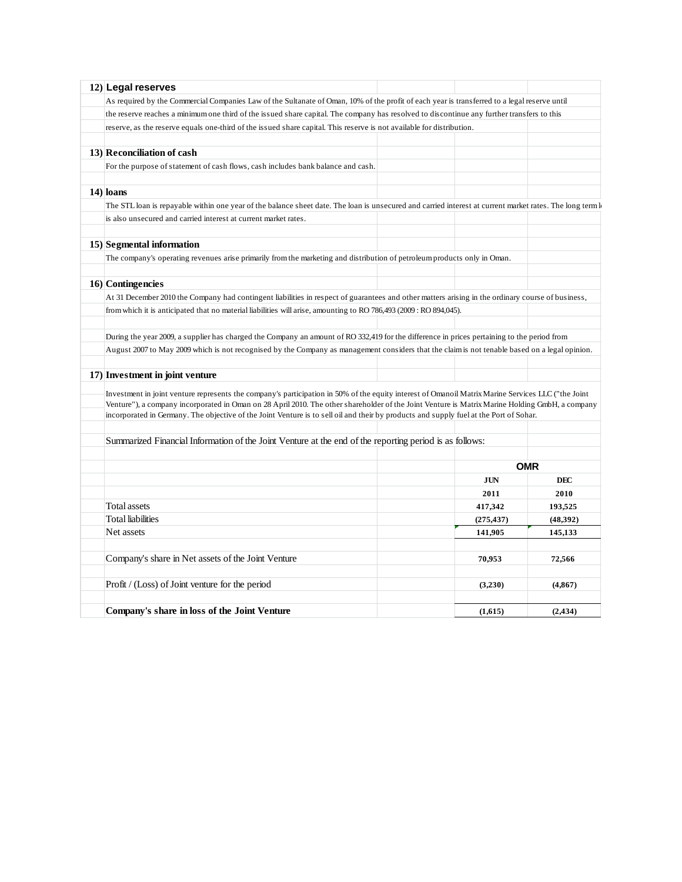## 12) Legal reserves

As required by the Commercial Companies Law of the Sultanate of Oman, 10% of the profit of each year is transferred to a legal reserve until the reserve reaches a minimum one third of the issued share capital. The company has resolved to discontinue any further transfers to this reserve, as the reserve equals one-third of the issued share capital. This reserve is not available for distribution.

## 13) Reconciliation of cash

For the purpose of statement of cash flows, cash includes bank balance and cash.

## 14) loans

The STL loan is repayable within one year of the balance sheet date. The loan is unsecured and carried interest at current market rates. The long term l is also unsecured and carried interest at current market rates.

## 15) Segmental information

The company's operating revenues arise primarily from the marketing and distribution of petroleum products only in Oman.

## 16) Contingencies

At 31 December 2010 the Company had contingent liabilities in respect of guarantees and other matters arising in the ordinary course of business, from which it is anticipated that no material liabilities will arise, amounting to RO 786,493 (2009 : RO 894,045).

During the year 2009, a supplier has charged the Company an amount of RO 332,419 for the difference in prices pertaining to the period from August 2007 to May 2009 which is not recognised by the Company as management considers that the claim is not tenable based on a legal opinion.

## 17) Investment in joint venture

Investment in joint venture represents the company's participation in 50% of the equity interest of Omanoil Matrix Marine Services LLC ("the Joint Venture"), a company incorporated in Oman on 28 April 2010. The other shareholder of the Joint Venture is Matrix Marine Holding GmbH, a company incorporated in Germany. The objective of the Joint Venture is to sell oil and their by products and supply fuel at the Port of Sohar.

Summarized Financial Information of the Joint Venture at the end of the reporting period is as follows:

| | OMR | |
|---|---|---|
| | **JUN 2011** | **DEC 2010** |
| Total assets | **417,342** | **193,525** |
| Total liabilities | **(275,437)** | **(48,392)** |
| Net assets | **141,905** | **145,133** |
| Company's share in Net assets of the Joint Venture | **70,953** | **72,566** |
| Profit / (Loss) of Joint venture for the period | **(3,230)** | **(4,867)** |
| **Company's share in loss of the Joint Venture** | **(1,615)** | **(2,434)** |